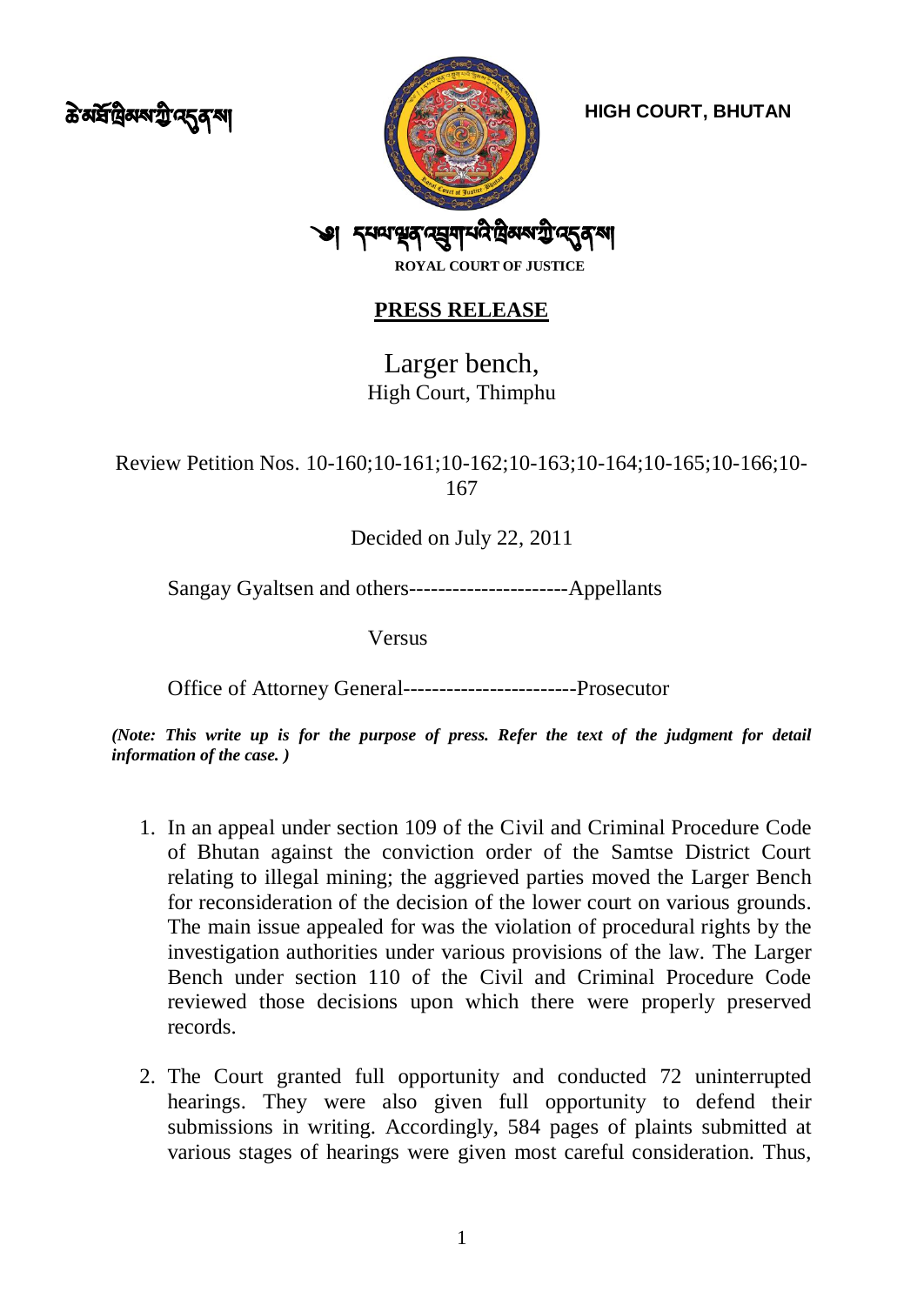ཆེ་མཐོ་ཁྲིམས་ཀྱི་འདུན་ས། **HIGH COURT, BHUTAN**

༄། དཔལ་ལྡན་འབྲུག་པའི་ཁྲིམས་ཀྱི་འདུན་ས།

**ROYAL COURT OF JUSTICE**

## **PRESS RELEASE**

# Larger bench,

### High Court, Thimphu

Review Petition Nos. 10-160;10-161;10-162;10-163;10-164;10-165;10-166;10-167

Decided on July 22, 2011

Sangay Gyaltsen and others----------------------Appellants

Versus

Office of Attorney General------------------------Prosecutor

***(Note: This write up is for the purpose of press. Refer the text of the judgment for detail information of the case. )***

1. In an appeal under section 109 of the Civil and Criminal Procedure Code of Bhutan against the conviction order of the Samtse District Court relating to illegal mining; the aggrieved parties moved the Larger Bench for reconsideration of the decision of the lower court on various grounds. The main issue appealed for was the violation of procedural rights by the investigation authorities under various provisions of the law. The Larger Bench under section 110 of the Civil and Criminal Procedure Code reviewed those decisions upon which there were properly preserved records.

2. The Court granted full opportunity and conducted 72 uninterrupted hearings. They were also given full opportunity to defend their submissions in writing. Accordingly, 584 pages of plaints submitted at various stages of hearings were given most careful consideration. Thus,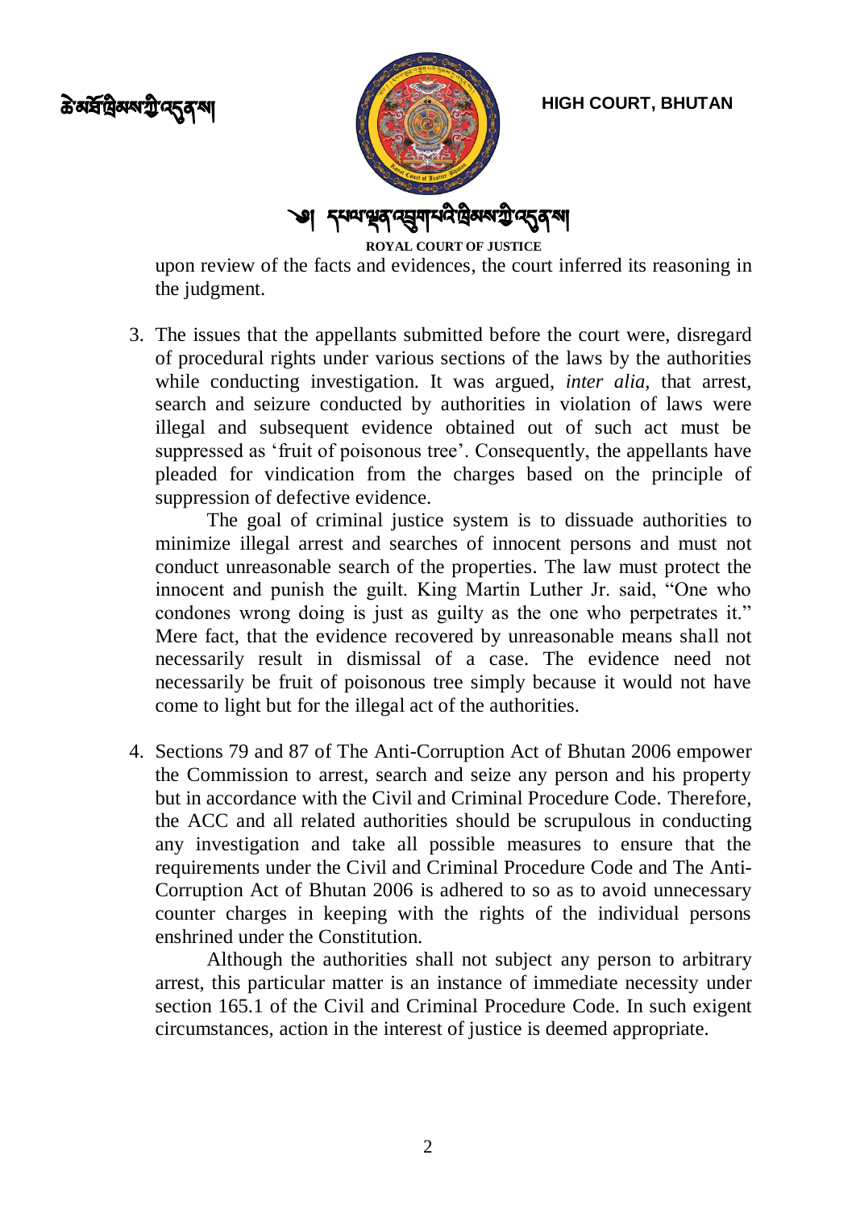upon review of the facts and evidences, the court inferred its reasoning in the judgment.

3. The issues that the appellants submitted before the court were, disregard of procedural rights under various sections of the laws by the authorities while conducting investigation. It was argued, *inter alia*, that arrest, search and seizure conducted by authorities in violation of laws were illegal and subsequent evidence obtained out of such act must be suppressed as 'fruit of poisonous tree'. Consequently, the appellants have pleaded for vindication from the charges based on the principle of suppression of defective evidence.

   The goal of criminal justice system is to dissuade authorities to minimize illegal arrest and searches of innocent persons and must not conduct unreasonable search of the properties. The law must protect the innocent and punish the guilt. King Martin Luther Jr. said, "One who condones wrong doing is just as guilty as the one who perpetrates it." Mere fact, that the evidence recovered by unreasonable means shall not necessarily result in dismissal of a case. The evidence need not necessarily be fruit of poisonous tree simply because it would not have come to light but for the illegal act of the authorities.

4. Sections 79 and 87 of The Anti-Corruption Act of Bhutan 2006 empower the Commission to arrest, search and seize any person and his property but in accordance with the Civil and Criminal Procedure Code. Therefore, the ACC and all related authorities should be scrupulous in conducting any investigation and take all possible measures to ensure that the requirements under the Civil and Criminal Procedure Code and The Anti-Corruption Act of Bhutan 2006 is adhered to so as to avoid unnecessary counter charges in keeping with the rights of the individual persons enshrined under the Constitution.

   Although the authorities shall not subject any person to arbitrary arrest, this particular matter is an instance of immediate necessity under section 165.1 of the Civil and Criminal Procedure Code. In such exigent circumstances, action in the interest of justice is deemed appropriate.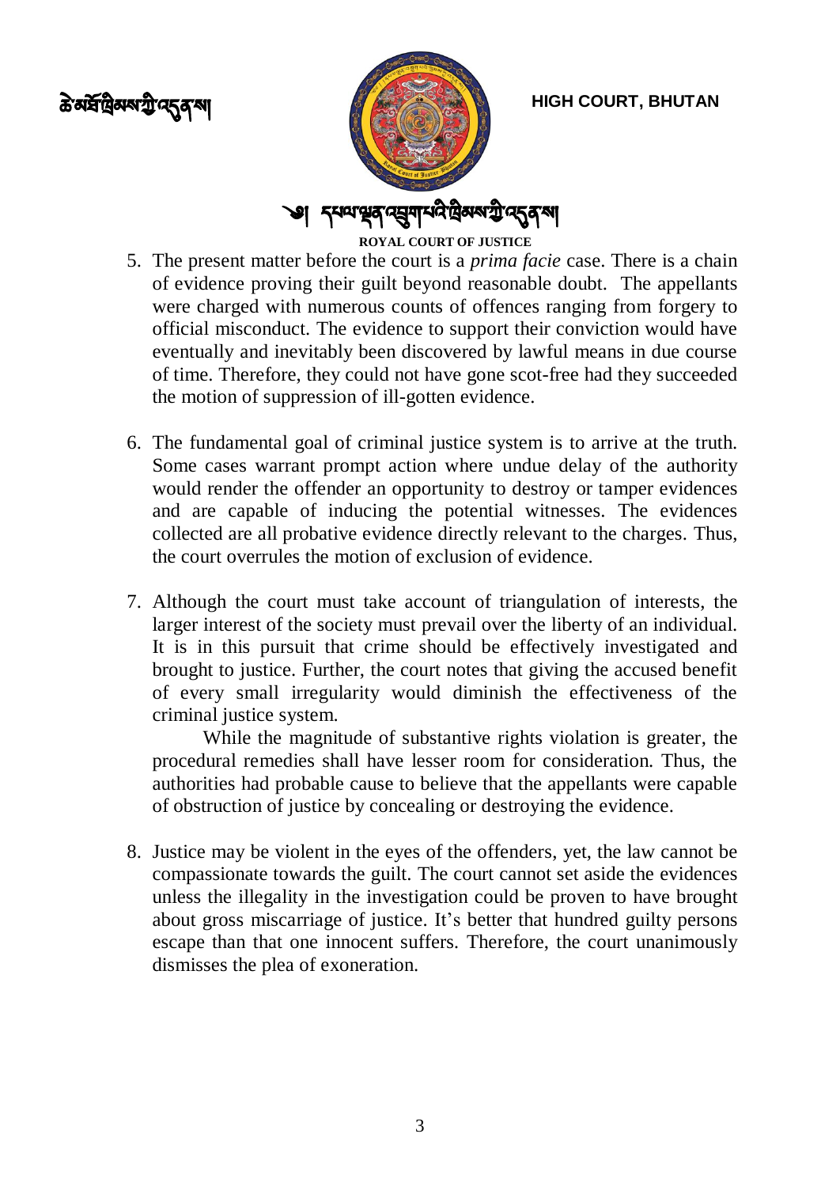5. The present matter before the court is a *prima facie* case. There is a chain of evidence proving their guilt beyond reasonable doubt. The appellants were charged with numerous counts of offences ranging from forgery to official misconduct. The evidence to support their conviction would have eventually and inevitably been discovered by lawful means in due course of time. Therefore, they could not have gone scot-free had they succeeded the motion of suppression of ill-gotten evidence.

6. The fundamental goal of criminal justice system is to arrive at the truth. Some cases warrant prompt action where undue delay of the authority would render the offender an opportunity to destroy or tamper evidences and are capable of inducing the potential witnesses. The evidences collected are all probative evidence directly relevant to the charges. Thus, the court overrules the motion of exclusion of evidence.

7. Although the court must take account of triangulation of interests, the larger interest of the society must prevail over the liberty of an individual. It is in this pursuit that crime should be effectively investigated and brought to justice. Further, the court notes that giving the accused benefit of every small irregularity would diminish the effectiveness of the criminal justice system.

   While the magnitude of substantive rights violation is greater, the procedural remedies shall have lesser room for consideration. Thus, the authorities had probable cause to believe that the appellants were capable of obstruction of justice by concealing or destroying the evidence.

8. Justice may be violent in the eyes of the offenders, yet, the law cannot be compassionate towards the guilt. The court cannot set aside the evidences unless the illegality in the investigation could be proven to have brought about gross miscarriage of justice. It's better that hundred guilty persons escape than that one innocent suffers. Therefore, the court unanimously dismisses the plea of exoneration.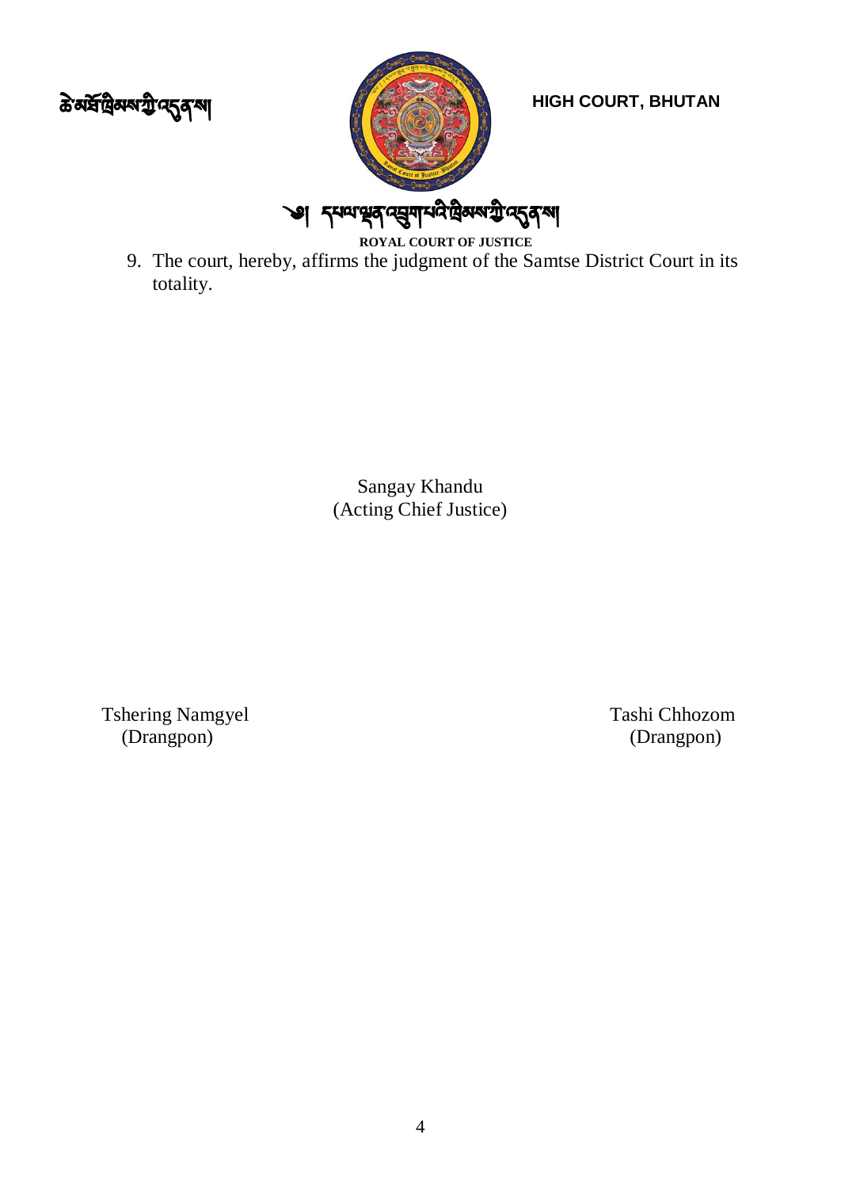9. The court, hereby, affirms the judgment of the Samtse District Court in its totality.

Sangay Khandu
(Acting Chief Justice)

Tshering Namgyel
(Drangpon)

Tashi Chhozom
(Drangpon)